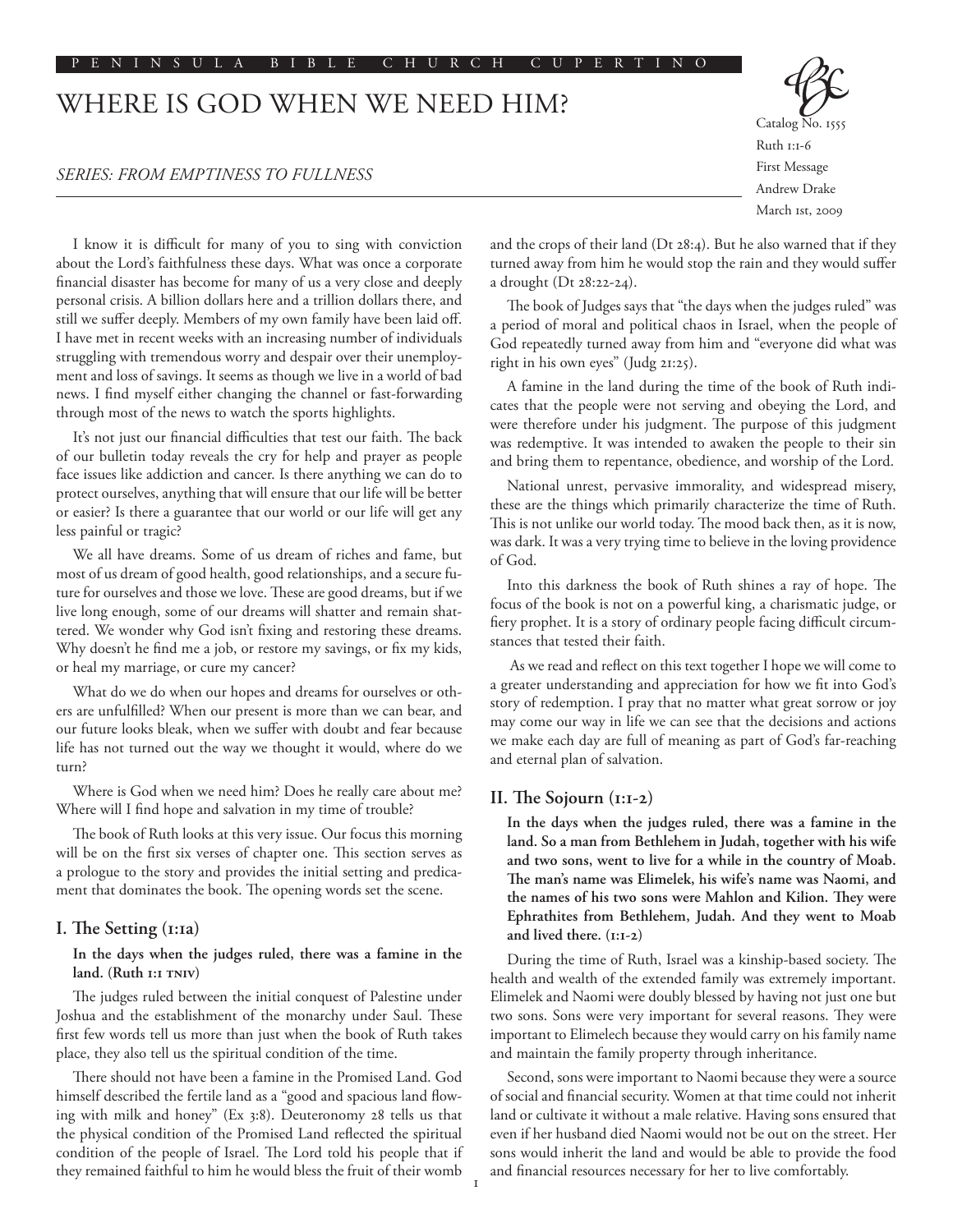# WHERE IS GOD WHEN WE NEED HIM?

*SERIES: FROM EMPTINESS TO FULLNESS*

Catalog No. 1555
Ruth 1:1-6
First Message
Andrew Drake
March 1st, 2009

I know it is difficult for many of you to sing with conviction about the Lord's faithfulness these days. What was once a corporate financial disaster has become for many of us a very close and deeply personal crisis. A billion dollars here and a trillion dollars there, and still we suffer deeply. Members of my own family have been laid off. I have met in recent weeks with an increasing number of individuals struggling with tremendous worry and despair over their unemployment and loss of savings. It seems as though we live in a world of bad news. I find myself either changing the channel or fast-forwarding through most of the news to watch the sports highlights.

It's not just our financial difficulties that test our faith. The back of our bulletin today reveals the cry for help and prayer as people face issues like addiction and cancer. Is there anything we can do to protect ourselves, anything that will ensure that our life will be better or easier? Is there a guarantee that our world or our life will get any less painful or tragic?

We all have dreams. Some of us dream of riches and fame, but most of us dream of good health, good relationships, and a secure future for ourselves and those we love. These are good dreams, but if we live long enough, some of our dreams will shatter and remain shattered. We wonder why God isn't fixing and restoring these dreams. Why doesn't he find me a job, or restore my savings, or fix my kids, or heal my marriage, or cure my cancer?

What do we do when our hopes and dreams for ourselves or others are unfulfilled? When our present is more than we can bear, and our future looks bleak, when we suffer with doubt and fear because life has not turned out the way we thought it would, where do we turn?

Where is God when we need him? Does he really care about me? Where will I find hope and salvation in my time of trouble?

The book of Ruth looks at this very issue. Our focus this morning will be on the first six verses of chapter one. This section serves as a prologue to the story and provides the initial setting and predicament that dominates the book. The opening words set the scene.

## I. The Setting (1:1a)

**In the days when the judges ruled, there was a famine in the land. (Ruth 1:1 TNIV)**

The judges ruled between the initial conquest of Palestine under Joshua and the establishment of the monarchy under Saul. These first few words tell us more than just when the book of Ruth takes place, they also tell us the spiritual condition of the time.

There should not have been a famine in the Promised Land. God himself described the fertile land as a "good and spacious land flowing with milk and honey" (Ex 3:8). Deuteronomy 28 tells us that the physical condition of the Promised Land reflected the spiritual condition of the people of Israel. The Lord told his people that if they remained faithful to him he would bless the fruit of their womb and the crops of their land (Dt 28:4). But he also warned that if they turned away from him he would stop the rain and they would suffer a drought (Dt 28:22-24).

The book of Judges says that "the days when the judges ruled" was a period of moral and political chaos in Israel, when the people of God repeatedly turned away from him and "everyone did what was right in his own eyes" (Judg 21:25).

A famine in the land during the time of the book of Ruth indicates that the people were not serving and obeying the Lord, and were therefore under his judgment. The purpose of this judgment was redemptive. It was intended to awaken the people to their sin and bring them to repentance, obedience, and worship of the Lord.

National unrest, pervasive immorality, and widespread misery, these are the things which primarily characterize the time of Ruth. This is not unlike our world today. The mood back then, as it is now, was dark. It was a very trying time to believe in the loving providence of God.

Into this darkness the book of Ruth shines a ray of hope. The focus of the book is not on a powerful king, a charismatic judge, or fiery prophet. It is a story of ordinary people facing difficult circumstances that tested their faith.

As we read and reflect on this text together I hope we will come to a greater understanding and appreciation for how we fit into God's story of redemption. I pray that no matter what great sorrow or joy may come our way in life we can see that the decisions and actions we make each day are full of meaning as part of God's far-reaching and eternal plan of salvation.

## II. The Sojourn (1:1-2)

**In the days when the judges ruled, there was a famine in the land. So a man from Bethlehem in Judah, together with his wife and two sons, went to live for a while in the country of Moab. The man's name was Elimelek, his wife's name was Naomi, and the names of his two sons were Mahlon and Kilion. They were Ephrathites from Bethlehem, Judah. And they went to Moab and lived there. (1:1-2)**

During the time of Ruth, Israel was a kinship-based society. The health and wealth of the extended family was extremely important. Elimelek and Naomi were doubly blessed by having not just one but two sons. Sons were very important for several reasons. They were important to Elimelech because they would carry on his family name and maintain the family property through inheritance.

Second, sons were important to Naomi because they were a source of social and financial security. Women at that time could not inherit land or cultivate it without a male relative. Having sons ensured that even if her husband died Naomi would not be out on the street. Her sons would inherit the land and would be able to provide the food and financial resources necessary for her to live comfortably.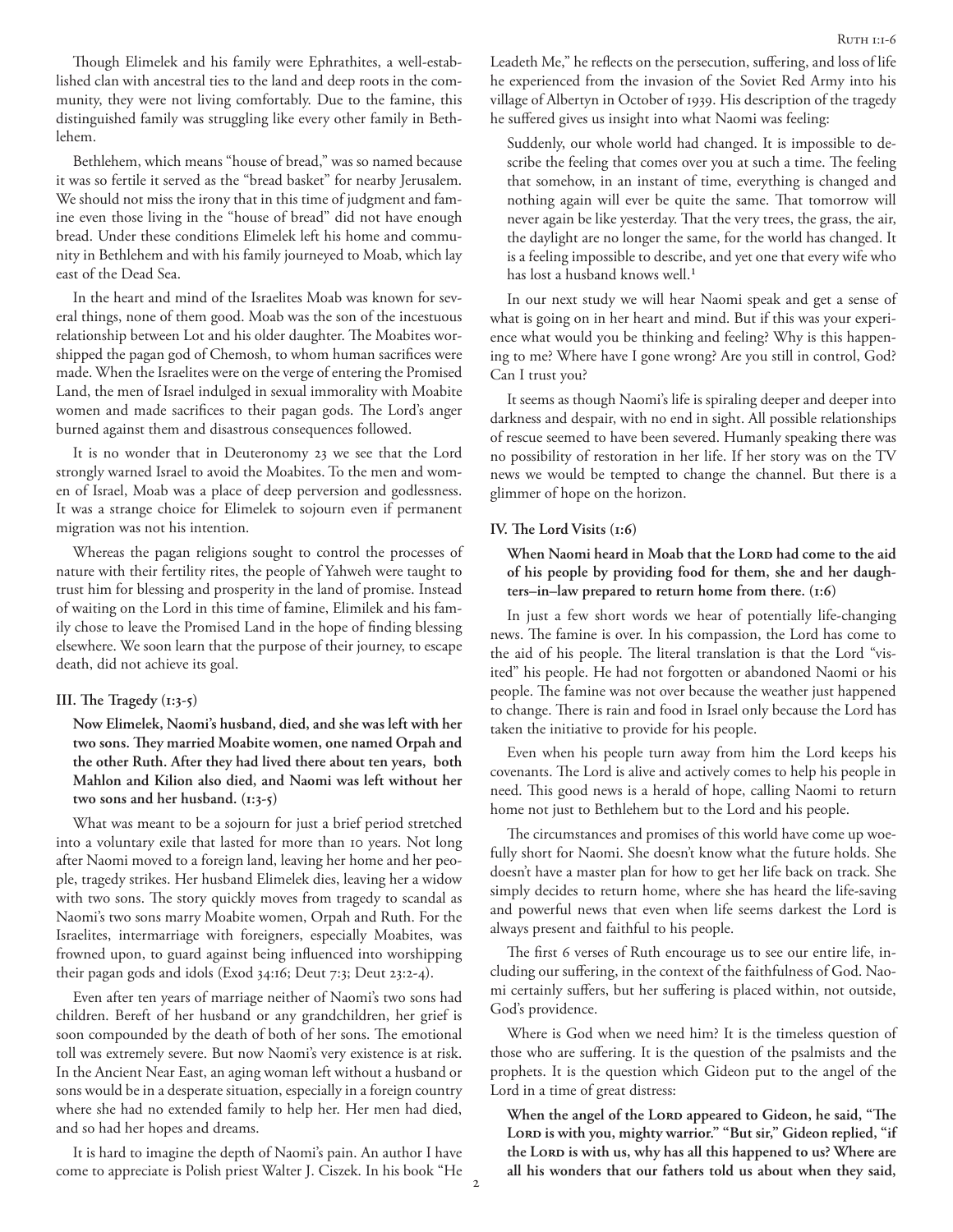Though Elimelek and his family were Ephrathites, a well-established clan with ancestral ties to the land and deep roots in the community, they were not living comfortably. Due to the famine, this distinguished family was struggling like every other family in Bethlehem.

Bethlehem, which means "house of bread," was so named because it was so fertile it served as the "bread basket" for nearby Jerusalem. We should not miss the irony that in this time of judgment and famine even those living in the "house of bread" did not have enough bread. Under these conditions Elimelek left his home and community in Bethlehem and with his family journeyed to Moab, which lay east of the Dead Sea.

In the heart and mind of the Israelites Moab was known for several things, none of them good. Moab was the son of the incestuous relationship between Lot and his older daughter. The Moabites worshipped the pagan god of Chemosh, to whom human sacrifices were made. When the Israelites were on the verge of entering the Promised Land, the men of Israel indulged in sexual immorality with Moabite women and made sacrifices to their pagan gods. The Lord's anger burned against them and disastrous consequences followed.

It is no wonder that in Deuteronomy 23 we see that the Lord strongly warned Israel to avoid the Moabites. To the men and women of Israel, Moab was a place of deep perversion and godlessness. It was a strange choice for Elimelek to sojourn even if permanent migration was not his intention.

Whereas the pagan religions sought to control the processes of nature with their fertility rites, the people of Yahweh were taught to trust him for blessing and prosperity in the land of promise. Instead of waiting on the Lord in this time of famine, Elimilek and his family chose to leave the Promised Land in the hope of finding blessing elsewhere. We soon learn that the purpose of their journey, to escape death, did not achieve its goal.

### III. The Tragedy (1:3-5)

**Now Elimelek, Naomi's husband, died, and she was left with her two sons. They married Moabite women, one named Orpah and the other Ruth. After they had lived there about ten years, both Mahlon and Kilion also died, and Naomi was left without her two sons and her husband. (1:3-5)**

What was meant to be a sojourn for just a brief period stretched into a voluntary exile that lasted for more than 10 years. Not long after Naomi moved to a foreign land, leaving her home and her people, tragedy strikes. Her husband Elimelek dies, leaving her a widow with two sons. The story quickly moves from tragedy to scandal as Naomi's two sons marry Moabite women, Orpah and Ruth. For the Israelites, intermarriage with foreigners, especially Moabites, was frowned upon, to guard against being influenced into worshipping their pagan gods and idols (Exod 34:16; Deut 7:3; Deut 23:2-4).

Even after ten years of marriage neither of Naomi's two sons had children. Bereft of her husband or any grandchildren, her grief is soon compounded by the death of both of her sons. The emotional toll was extremely severe. But now Naomi's very existence is at risk. In the Ancient Near East, an aging woman left without a husband or sons would be in a desperate situation, especially in a foreign country where she had no extended family to help her. Her men had died, and so had her hopes and dreams.

It is hard to imagine the depth of Naomi's pain. An author I have come to appreciate is Polish priest Walter J. Ciszek. In his book "He Leadeth Me," he reflects on the persecution, suffering, and loss of life he experienced from the invasion of the Soviet Red Army into his village of Albertyn in October of 1939. His description of the tragedy he suffered gives us insight into what Naomi was feeling:

> Suddenly, our whole world had changed. It is impossible to describe the feeling that comes over you at such a time. The feeling that somehow, in an instant of time, everything is changed and nothing again will ever be quite the same. That tomorrow will never again be like yesterday. That the very trees, the grass, the air, the daylight are no longer the same, for the world has changed. It is a feeling impossible to describe, and yet one that every wife who has lost a husband knows well.[1]

In our next study we will hear Naomi speak and get a sense of what is going on in her heart and mind. But if this was your experience what would you be thinking and feeling? Why is this happening to me? Where have I gone wrong? Are you still in control, God? Can I trust you?

It seems as though Naomi's life is spiraling deeper and deeper into darkness and despair, with no end in sight. All possible relationships of rescue seemed to have been severed. Humanly speaking there was no possibility of restoration in her life. If her story was on the TV news we would be tempted to change the channel. But there is a glimmer of hope on the horizon.

### IV. The Lord Visits (1:6)

**When Naomi heard in Moab that the Lord had come to the aid of his people by providing food for them, she and her daughters–in–law prepared to return home from there. (1:6)**

In just a few short words we hear of potentially life-changing news. The famine is over. In his compassion, the Lord has come to the aid of his people. The literal translation is that the Lord "visited" his people. He had not forgotten or abandoned Naomi or his people. The famine was not over because the weather just happened to change. There is rain and food in Israel only because the Lord has taken the initiative to provide for his people.

Even when his people turn away from him the Lord keeps his covenants. The Lord is alive and actively comes to help his people in need. This good news is a herald of hope, calling Naomi to return home not just to Bethlehem but to the Lord and his people.

The circumstances and promises of this world have come up woefully short for Naomi. She doesn't know what the future holds. She doesn't have a master plan for how to get her life back on track. She simply decides to return home, where she has heard the life-saving and powerful news that even when life seems darkest the Lord is always present and faithful to his people.

The first 6 verses of Ruth encourage us to see our entire life, including our suffering, in the context of the faithfulness of God. Naomi certainly suffers, but her suffering is placed within, not outside, God's providence.

Where is God when we need him? It is the timeless question of those who are suffering. It is the question of the psalmists and the prophets. It is the question which Gideon put to the angel of the Lord in a time of great distress:

**When the angel of the Lord appeared to Gideon, he said, "The Lord is with you, mighty warrior." "But sir," Gideon replied, "if the Lord is with us, why has all this happened to us? Where are all his wonders that our fathers told us about when they said,**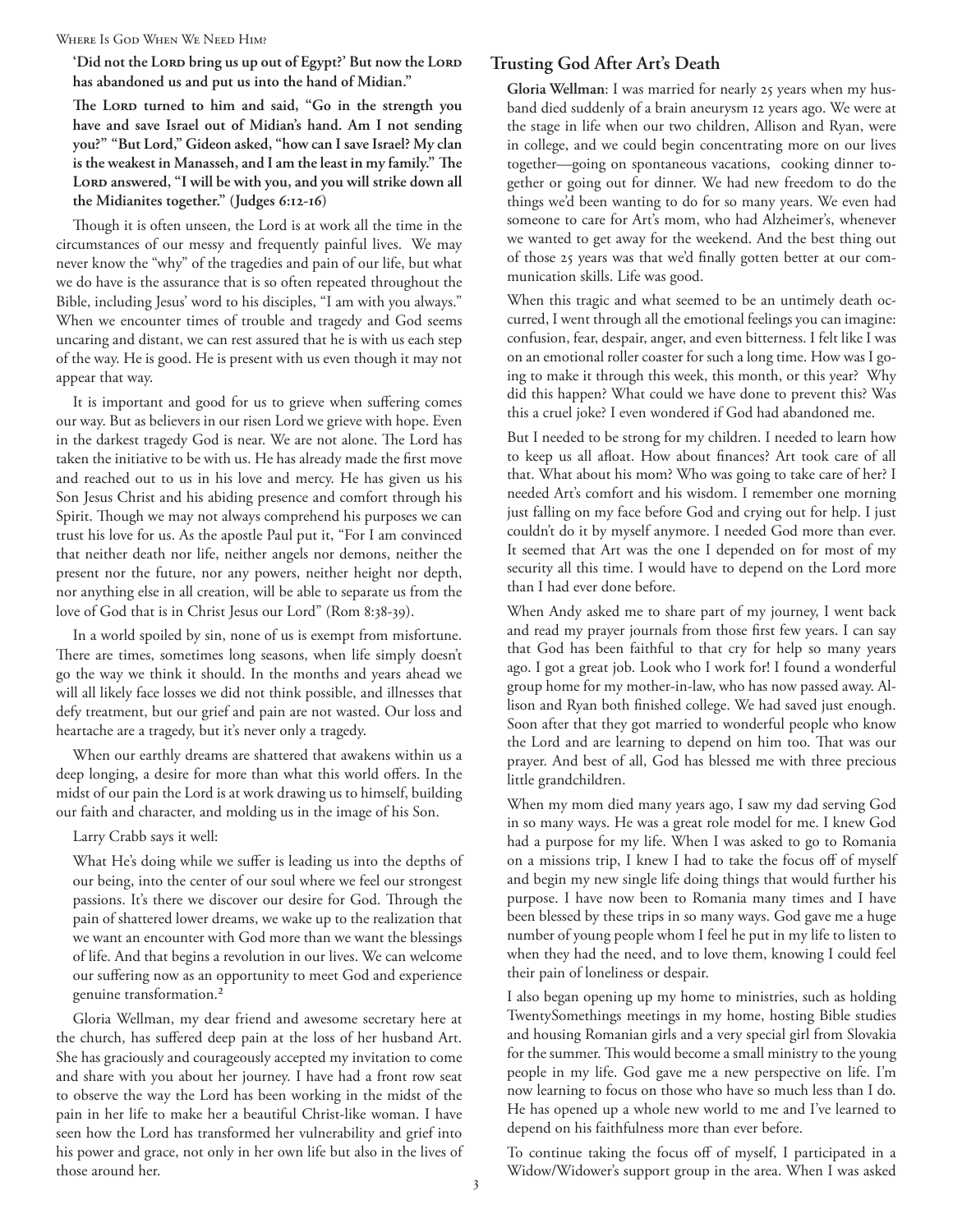**'Did not the Lord bring us up out of Egypt?' But now the Lord has abandoned us and put us into the hand of Midian."**

**The Lord turned to him and said, "Go in the strength you have and save Israel out of Midian's hand. Am I not sending you?" "But Lord," Gideon asked, "how can I save Israel? My clan is the weakest in Manasseh, and I am the least in my family." The Lord answered, "I will be with you, and you will strike down all the Midianites together." (Judges 6:12-16)**

Though it is often unseen, the Lord is at work all the time in the circumstances of our messy and frequently painful lives. We may never know the "why" of the tragedies and pain of our life, but what we do have is the assurance that is so often repeated throughout the Bible, including Jesus' word to his disciples, "I am with you always." When we encounter times of trouble and tragedy and God seems uncaring and distant, we can rest assured that he is with us each step of the way. He is good. He is present with us even though it may not appear that way.

It is important and good for us to grieve when suffering comes our way. But as believers in our risen Lord we grieve with hope. Even in the darkest tragedy God is near. We are not alone. The Lord has taken the initiative to be with us. He has already made the first move and reached out to us in his love and mercy. He has given us his Son Jesus Christ and his abiding presence and comfort through his Spirit. Though we may not always comprehend his purposes we can trust his love for us. As the apostle Paul put it, "For I am convinced that neither death nor life, neither angels nor demons, neither the present nor the future, nor any powers, neither height nor depth, nor anything else in all creation, will be able to separate us from the love of God that is in Christ Jesus our Lord" (Rom 8:38-39).

In a world spoiled by sin, none of us is exempt from misfortune. There are times, sometimes long seasons, when life simply doesn't go the way we think it should. In the months and years ahead we will all likely face losses we did not think possible, and illnesses that defy treatment, but our grief and pain are not wasted. Our loss and heartache are a tragedy, but it's never only a tragedy.

When our earthly dreams are shattered that awakens within us a deep longing, a desire for more than what this world offers. In the midst of our pain the Lord is at work drawing us to himself, building our faith and character, and molding us in the image of his Son.

Larry Crabb says it well:

What He's doing while we suffer is leading us into the depths of our being, into the center of our soul where we feel our strongest passions. It's there we discover our desire for God. Through the pain of shattered lower dreams, we wake up to the realization that we want an encounter with God more than we want the blessings of life. And that begins a revolution in our lives. We can welcome our suffering now as an opportunity to meet God and experience genuine transformation.[2]

Gloria Wellman, my dear friend and awesome secretary here at the church, has suffered deep pain at the loss of her husband Art. She has graciously and courageously accepted my invitation to come and share with you about her journey. I have had a front row seat to observe the way the Lord has been working in the midst of the pain in her life to make her a beautiful Christ-like woman. I have seen how the Lord has transformed her vulnerability and grief into his power and grace, not only in her own life but also in the lives of those around her.

## Trusting God After Art's Death

**Gloria Wellman**: I was married for nearly 25 years when my husband died suddenly of a brain aneurysm 12 years ago. We were at the stage in life when our two children, Allison and Ryan, were in college, and we could begin concentrating more on our lives together—going on spontaneous vacations, cooking dinner together or going out for dinner. We had new freedom to do the things we'd been wanting to do for so many years. We even had someone to care for Art's mom, who had Alzheimer's, whenever we wanted to get away for the weekend. And the best thing out of those 25 years was that we'd finally gotten better at our communication skills. Life was good.

When this tragic and what seemed to be an untimely death occurred, I went through all the emotional feelings you can imagine: confusion, fear, despair, anger, and even bitterness. I felt like I was on an emotional roller coaster for such a long time. How was I going to make it through this week, this month, or this year? Why did this happen? What could we have done to prevent this? Was this a cruel joke? I even wondered if God had abandoned me.

But I needed to be strong for my children. I needed to learn how to keep us all afloat. How about finances? Art took care of all that. What about his mom? Who was going to take care of her? I needed Art's comfort and his wisdom. I remember one morning just falling on my face before God and crying out for help. I just couldn't do it by myself anymore. I needed God more than ever. It seemed that Art was the one I depended on for most of my security all this time. I would have to depend on the Lord more than I had ever done before.

When Andy asked me to share part of my journey, I went back and read my prayer journals from those first few years. I can say that God has been faithful to that cry for help so many years ago. I got a great job. Look who I work for! I found a wonderful group home for my mother-in-law, who has now passed away. Allison and Ryan both finished college. We had saved just enough. Soon after that they got married to wonderful people who know the Lord and are learning to depend on him too. That was our prayer. And best of all, God has blessed me with three precious little grandchildren.

When my mom died many years ago, I saw my dad serving God in so many ways. He was a great role model for me. I knew God had a purpose for my life. When I was asked to go to Romania on a missions trip, I knew I had to take the focus off of myself and begin my new single life doing things that would further his purpose. I have now been to Romania many times and I have been blessed by these trips in so many ways. God gave me a huge number of young people whom I feel he put in my life to listen to when they had the need, and to love them, knowing I could feel their pain of loneliness or despair.

I also began opening up my home to ministries, such as holding TwentySomethings meetings in my home, hosting Bible studies and housing Romanian girls and a very special girl from Slovakia for the summer. This would become a small ministry to the young people in my life. God gave me a new perspective on life. I'm now learning to focus on those who have so much less than I do. He has opened up a whole new world to me and I've learned to depend on his faithfulness more than ever before.

To continue taking the focus off of myself, I participated in a Widow/Widower's support group in the area. When I was asked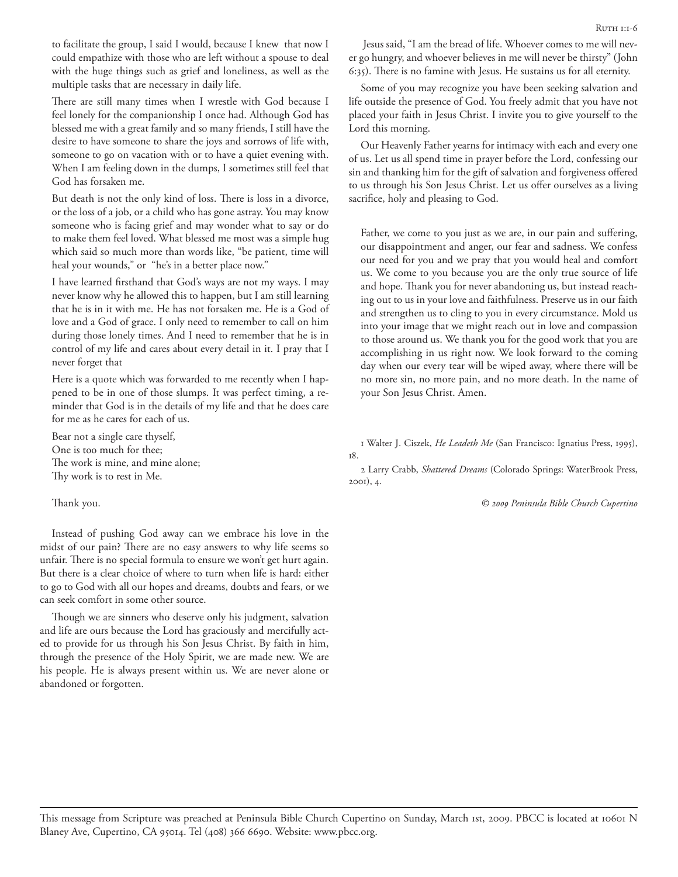to facilitate the group, I said I would, because I knew that now I could empathize with those who are left without a spouse to deal with the huge things such as grief and loneliness, as well as the multiple tasks that are necessary in daily life.

There are still many times when I wrestle with God because I feel lonely for the companionship I once had. Although God has blessed me with a great family and so many friends, I still have the desire to have someone to share the joys and sorrows of life with, someone to go on vacation with or to have a quiet evening with. When I am feeling down in the dumps, I sometimes still feel that God has forsaken me.

But death is not the only kind of loss. There is loss in a divorce, or the loss of a job, or a child who has gone astray. You may know someone who is facing grief and may wonder what to say or do to make them feel loved. What blessed me most was a simple hug which said so much more than words like, "be patient, time will heal your wounds," or "he's in a better place now."

I have learned firsthand that God's ways are not my ways. I may never know why he allowed this to happen, but I am still learning that he is in it with me. He has not forsaken me. He is a God of love and a God of grace. I only need to remember to call on him during those lonely times. And I need to remember that he is in control of my life and cares about every detail in it. I pray that I never forget that

Here is a quote which was forwarded to me recently when I happened to be in one of those slumps. It was perfect timing, a reminder that God is in the details of my life and that he does care for me as he cares for each of us.

Bear not a single care thyself,
One is too much for thee;
The work is mine, and mine alone;
Thy work is to rest in Me.

Thank you.

Instead of pushing God away can we embrace his love in the midst of our pain? There are no easy answers to why life seems so unfair. There is no special formula to ensure we won't get hurt again. But there is a clear choice of where to turn when life is hard: either to go to God with all our hopes and dreams, doubts and fears, or we can seek comfort in some other source.

Though we are sinners who deserve only his judgment, salvation and life are ours because the Lord has graciously and mercifully acted to provide for us through his Son Jesus Christ. By faith in him, through the presence of the Holy Spirit, we are made new. We are his people. He is always present within us. We are never alone or abandoned or forgotten.

Jesus said, "I am the bread of life. Whoever comes to me will never go hungry, and whoever believes in me will never be thirsty" (John 6:35). There is no famine with Jesus. He sustains us for all eternity.

Some of you may recognize you have been seeking salvation and life outside the presence of God. You freely admit that you have not placed your faith in Jesus Christ. I invite you to give yourself to the Lord this morning.

Our Heavenly Father yearns for intimacy with each and every one of us. Let us all spend time in prayer before the Lord, confessing our sin and thanking him for the gift of salvation and forgiveness offered to us through his Son Jesus Christ. Let us offer ourselves as a living sacrifice, holy and pleasing to God.

Father, we come to you just as we are, in our pain and suffering, our disappointment and anger, our fear and sadness. We confess our need for you and we pray that you would heal and comfort us. We come to you because you are the only true source of life and hope. Thank you for never abandoning us, but instead reaching out to us in your love and faithfulness. Preserve us in our faith and strengthen us to cling to you in every circumstance. Mold us into your image that we might reach out in love and compassion to those around us. We thank you for the good work that you are accomplishing in us right now. We look forward to the coming day when our every tear will be wiped away, where there will be no more sin, no more pain, and no more death. In the name of your Son Jesus Christ. Amen.

1 Walter J. Ciszek, *He Leadeth Me* (San Francisco: Ignatius Press, 1995), 18.

2 Larry Crabb, *Shattered Dreams* (Colorado Springs: WaterBrook Press, 2001), 4.

*© 2009 Peninsula Bible Church Cupertino*

This message from Scripture was preached at Peninsula Bible Church Cupertino on Sunday, March 1st, 2009. PBCC is located at 10601 N Blaney Ave, Cupertino, CA 95014. Tel (408) 366 6690. Website: www.pbcc.org.